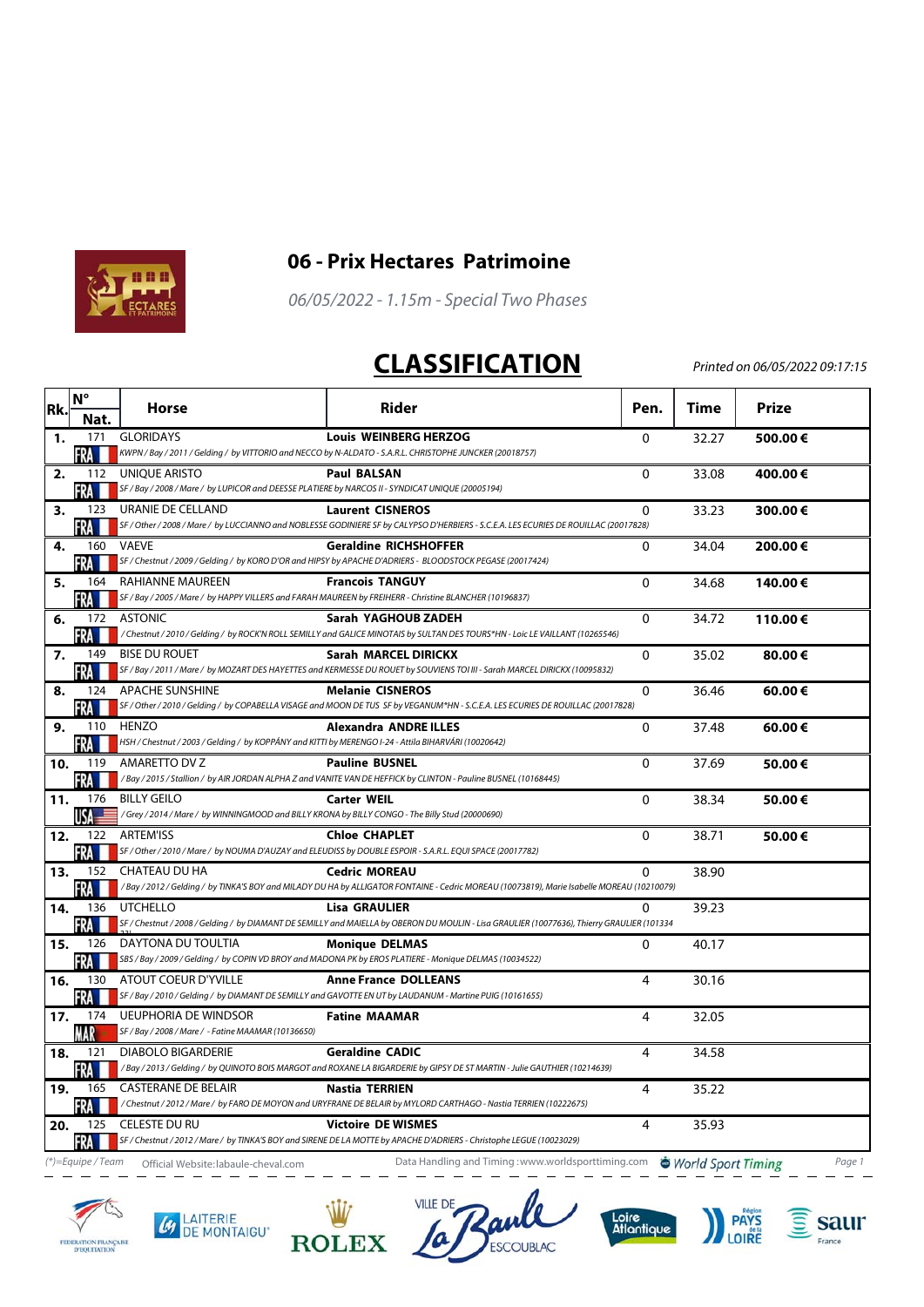# 06 - Prix Hectares Patrimoine

*06/05/2022 - 1.15m - Special Two Phases*

## CLASSIFICATION

*Printed on 06/05/2022 09:17:15*

| Rk. | N° Nat. | Horse | Rider | Pen. | Time | Prize |
|---|---|---|---|---|---|---|
| 1. | 171 FRA | GLORIDAYS<br>*KWPN / Bay / 2011 / Gelding / by VITTORIO and NECCO by N-ALDATO - S.A.R.L. CHRISTOPHE JUNCKER (20018757)* | **Louis WEINBERG HERZOG** | 0 | 32.27 | **500.00 €** |
| 2. | 112 FRA | UNIQUE ARISTO<br>*SF / Bay / 2008 / Mare / by LUPICOR and DEESSE PLATIERE by NARCOS II - SYNDICAT UNIQUE (20005194)* | **Paul BALSAN** | 0 | 33.08 | **400.00 €** |
| 3. | 123 FRA | URANIE DE CELLAND<br>*SF / Other / 2008 / Mare / by LUCCIANNO and NOBLESSE GODINIERE SF by CALYPSO D'HERBIERS - S.C.E.A. LES ECURIES DE ROUILLAC (20017828)* | **Laurent CISNEROS** | 0 | 33.23 | **300.00 €** |
| 4. | 160 FRA | VAEVE<br>*SF / Chestnut / 2009 / Gelding / by KORO D'OR and HIPSY by APACHE D'ADRIERS - BLOODSTOCK PEGASE (20017424)* | **Geraldine RICHSHOFFER** | 0 | 34.04 | **200.00 €** |
| 5. | 164 FRA | RAHIANNE MAUREEN<br>*SF / Bay / 2005 / Mare / by HAPPY VILLERS and FARAH MAUREEN by FREIHERR - Christine BLANCHER (10196837)* | **Francois TANGUY** | 0 | 34.68 | **140.00 €** |
| 6. | 172 FRA | ASTONIC<br>*/ Chestnut / 2010 / Gelding / by ROCK'N ROLL SEMILLY and GALICE MINOTAIS by SULTAN DES TOURS*HN - Loic LE VAILLANT (10265546)* | **Sarah YAGHOUB ZADEH** | 0 | 34.72 | **110.00 €** |
| 7. | 149 FRA | BISE DU ROUET<br>*SF / Bay / 2011 / Mare / by MOZART DES HAYETTES and KERMESSE DU ROUET by SOUVIENS TOI III - Sarah MARCEL DIRICKX (10095832)* | **Sarah MARCEL DIRICKX** | 0 | 35.02 | **80.00 €** |
| 8. | 124 FRA | APACHE SUNSHINE<br>*SF / Other / 2010 / Gelding / by COPABELLA VISAGE and MOON DE TUS SF by VEGANUM*HN - S.C.E.A. LES ECURIES DE ROUILLAC (20017828)* | **Melanie CISNEROS** | 0 | 36.46 | **60.00 €** |
| 9. | 110 FRA | HENZO<br>*HSH / Chestnut / 2003 / Gelding / by KOPPÁNY and KITTI by MERENGO I-24 - Attila BIHARVÁRI (10020642)* | **Alexandra ANDRE ILLES** | 0 | 37.48 | **60.00 €** |
| 10. | 119 FRA | AMARETTO DV Z<br>*/ Bay / 2015 / Stallion / by AIR JORDAN ALPHA Z and VANITE VAN DE HEFFICK by CLINTON - Pauline BUSNEL (10168445)* | **Pauline BUSNEL** | 0 | 37.69 | **50.00 €** |
| 11. | 176 USA | BILLY GEILO<br>*/ Grey / 2014 / Mare / by WINNINGMOOD and BILLY KRONA by BILLY CONGO - The Billy Stud (20000690)* | **Carter WEIL** | 0 | 38.34 | **50.00 €** |
| 12. | 122 FRA | ARTEM'ISS<br>*SF / Other / 2010 / Mare / by NOUMA D'AUZAY and ELEUDISS by DOUBLE ESPOIR - S.A.R.L. EQUI SPACE (20017782)* | **Chloe CHAPLET** | 0 | 38.71 | **50.00 €** |
| 13. | 152 FRA | CHATEAU DU HA<br>*/ Bay / 2012 / Gelding / by TINKA'S BOY and MILADY DU HA by ALLIGATOR FONTAINE - Cedric MOREAU (10073819), Marie Isabelle MOREAU (10210079)* | **Cedric MOREAU** | 0 | 38.90 | |
| 14. | 136 FRA | UTCHELLO<br>*SF / Chestnut / 2008 / Gelding / by DIAMANT DE SEMILLY and MAIELLA by OBERON DU MOULIN - Lisa GRAULIER (10077636), Thierry GRAULIER (101334 33)* | **Lisa GRAULIER** | 0 | 39.23 | |
| 15. | 126 FRA | DAYTONA DU TOULTIA<br>*SBS / Bay / 2009 / Gelding / by COPIN VD BROY and MADONA PK by EROS PLATIERE - Monique DELMAS (10034522)* | **Monique DELMAS** | 0 | 40.17 | |
| 16. | 130 FRA | ATOUT COEUR D'YVILLE<br>*SF / Bay / 2010 / Gelding / by DIAMANT DE SEMILLY and GAVOTTE EN UT by LAUDANUM - Martine PUIG (10161655)* | **Anne France DOLLEANS** | 4 | 30.16 | |
| 17. | 174 MAR | UEUPHORIA DE WINDSOR<br>*SF / Bay / 2008 / Mare / - Fatine MAAMAR (10136650)* | **Fatine MAAMAR** | 4 | 32.05 | |
| 18. | 121 FRA | DIABOLO BIGARDERIE<br>*/ Bay / 2013 / Gelding / by QUINOTO BOIS MARGOT and ROXANE LA BIGARDERIE by GIPSY DE ST MARTIN - Julie GAUTHIER (10214639)* | **Geraldine CADIC** | 4 | 34.58 | |
| 19. | 165 FRA | CASTERANE DE BELAIR<br>*/ Chestnut / 2012 / Mare / by FARO DE MOYON and URYFRANE DE BELAIR by MYLORD CARTHAGO - Nastia TERRIEN (10222675)* | **Nastia TERRIEN** | 4 | 35.22 | |
| 20. | 125 FRA | CELESTE DU RU<br>*SF / Chestnut / 2012 / Mare / by TINKA'S BOY and SIRENE DE LA MOTTE by APACHE D'ADRIERS - Christophe LEGUE (10023029)* | **Victoire DE WISMES** | 4 | 35.93 | |

(*)=Equipe / Team    Official Website: labaule-cheval.com    Data Handling and Timing : www.worldsporttiming.com    World Sport Timing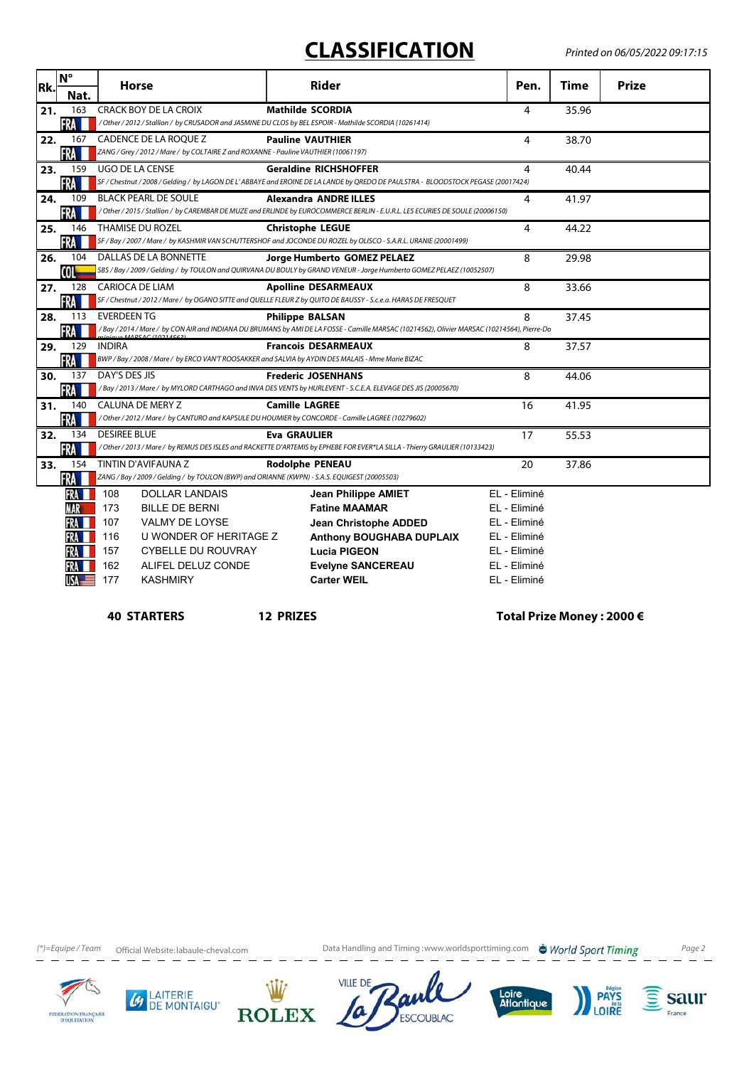# CLASSIFICATION

*Printed on 06/05/2022 09:17:15*

| Rk. | N° / Nat. | Horse | Rider | Pen. | Time | Prize |
|---|---|---|---|---|---|---|
| 21. | 163 FRA | CRACK BOY DE LA CROIX<br>*/ Other / 2012 / Stallion / by CRUSADOR and JASMINE DU CLOS by BEL ESPOIR - Mathilde SCORDIA (10261414)* | **Mathilde SCORDIA** | 4 | 35.96 | |
| 22. | 167 FRA | CADENCE DE LA ROQUE Z<br>*ZANG / Grey / 2012 / Mare / by COLTAIRE Z and ROXANNE - Pauline VAUTHIER (10061197)* | **Pauline VAUTHIER** | 4 | 38.70 | |
| 23. | 159 FRA | UGO DE LA CENSE<br>*SF / Chestnut / 2008 / Gelding / by LAGON DE L' ABBAYE and EROINE DE LA LANDE by QREDO DE PAULSTRA - BLOODSTOCK PEGASE (20017424)* | **Geraldine RICHSHOFFER** | 4 | 40.44 | |
| 24. | 109 FRA | BLACK PEARL DE SOULE<br>*/ Other / 2015 / Stallion / by CAREMBAR DE MUZE and ERLINDE by EUROCOMMERCE BERLIN - E.U.R.L. LES ECURIES DE SOULE (20006150)* | **Alexandra ANDRE ILLES** | 4 | 41.97 | |
| 25. | 146 FRA | THAMISE DU ROZEL<br>*SF / Bay / 2007 / Mare / by KASHMIR VAN SCHUTTERSHOF and JOCONDE DU ROZEL by OLISCO - S.A.R.L. URANIE (20001499)* | **Christophe LEGUE** | 4 | 44.22 | |
| 26. | 104 COL | DALLAS DE LA BONNETTE<br>*SBS / Bay / 2009 / Gelding / by TOULON and QUIRVANA DU BOULY by GRAND VENEUR - Jorge Humberto GOMEZ PELAEZ (10052507)* | **Jorge Humberto GOMEZ PELAEZ** | 8 | 29.98 | |
| 27. | 128 FRA | CARIOCA DE LIAM<br>*SF / Chestnut / 2012 / Mare / by OGANO SITTE and QUELLE FLEUR Z by QUITO DE BAUSSY - S.c.e.a. HARAS DE FRESQUET* | **Apolline DESARMEAUX** | 8 | 33.66 | |
| 28. | 113 FRA | EVERDEEN TG<br>*/ Bay / 2014 / Mare / by CON AIR and INDIANA DU BRUMANS by AMI DE LA FOSSE - Camille MARSAC (10214562), Olivier MARSAC (10214564), Pierre-Dominique MARSAC (10214563)* | **Philippe BALSAN** | 8 | 37.45 | |
| 29. | 129 FRA | INDIRA<br>*BWP / Bay / 2008 / Mare / by ERCO VAN'T ROOSAKKER and SALVIA by AYDIN DES MALAIS - Mme Marie BIZAC* | **Francois DESARMEAUX** | 8 | 37.57 | |
| 30. | 137 FRA | DAY'S DES JIS<br>*/ Bay / 2013 / Mare / by MYLORD CARTHAGO and INVA DES VENTS by HURLEVENT - S.C.E.A. ELEVAGE DES JIS (20005670)* | **Frederic JOSENHANS** | 8 | 44.06 | |
| 31. | 140 FRA | CALUNA DE MERY Z<br>*/ Other / 2012 / Mare / by CANTURO and KAPSULE DU HOUMIER by CONCORDE - Camille LAGREE (10279602)* | **Camille LAGREE** | 16 | 41.95 | |
| 32. | 134 FRA | DESIREE BLUE<br>*/ Other / 2013 / Mare / by REMUS DES ISLES and RACKETTE D'ARTEMIS by EPHEBE FOR EVER*LA SILLA - Thierry GRAULIER (10133423)* | **Eva GRAULIER** | 17 | 55.53 | |
| 33. | 154 FRA | TINTIN D'AVIFAUNA Z<br>*ZANG / Bay / 2009 / Gelding / by TOULON (BWP) and ORIANNE (KWPN) - S.A.S. EQUIGEST (20005503)* | **Rodolphe PENEAU** | 20 | 37.86 | |
| | FRA 108 | DOLLAR LANDAIS | **Jean Philippe AMIET** | EL - Eliminé | | |
| | MAR 173 | BILLE DE BERNI | **Fatine MAAMAR** | EL - Eliminé | | |
| | FRA 107 | VALMY DE LOYSE | **Jean Christophe ADDED** | EL - Eliminé | | |
| | FRA 116 | U WONDER OF HERITAGE Z | **Anthony BOUGHABA DUPLAIX** | EL - Eliminé | | |
| | FRA 157 | CYBELLE DU ROUVRAY | **Lucia PIGEON** | EL - Eliminé | | |
| | FRA 162 | ALIFEL DELUZ CONDE | **Evelyne SANCEREAU** | EL - Eliminé | | |
| | USA 177 | KASHMIRY | **Carter WEIL** | EL - Eliminé | | |

**40 STARTERS** **12 PRIZES** **Total Prize Money : 2000 €**

(*)=Equipe / Team Official Website: labaule-cheval.com Data Handling and Timing : www.worldsporttiming.com World Sport Timing